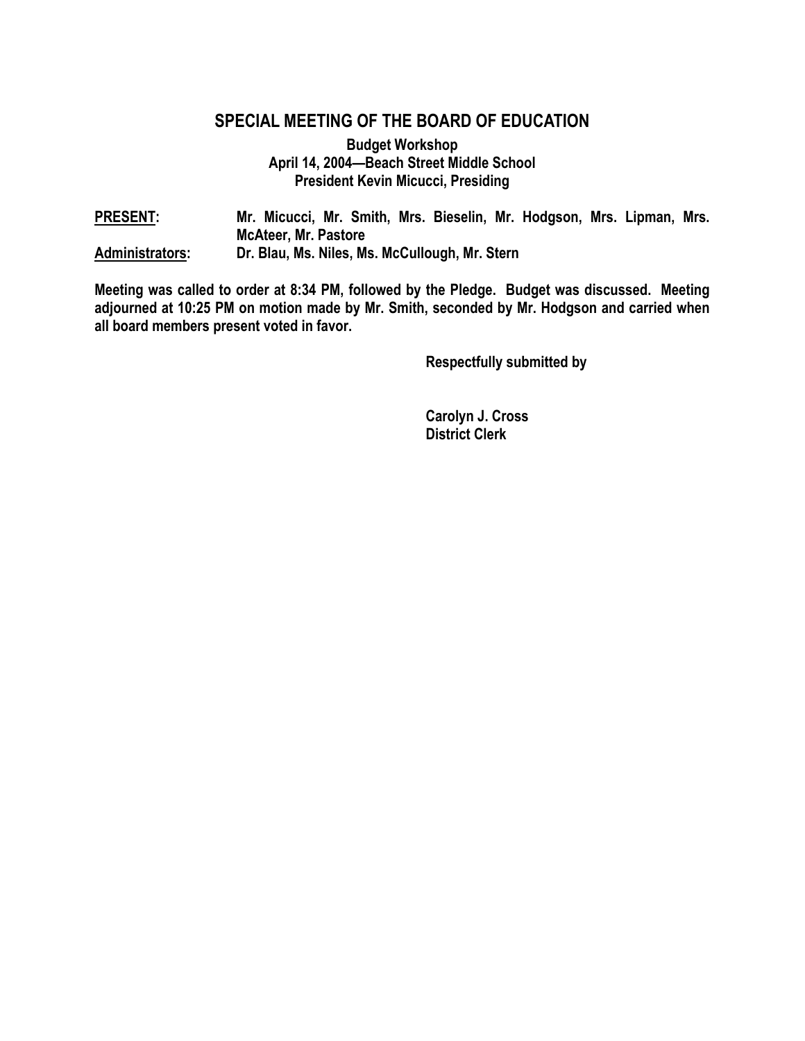# SPECIAL MEETING OF THE BOARD OF EDUCATION

**Budget Workshop**
**April 14, 2004—Beach Street Middle School**
**President Kevin Micucci, Presiding**

**PRESENT:** Mr. Micucci, Mr. Smith, Mrs. Bieselin, Mr. Hodgson, Mrs. Lipman, Mrs. McAteer, Mr. Pastore

**Administrators:** Dr. Blau, Ms. Niles, Ms. McCullough, Mr. Stern

**Meeting was called to order at 8:34 PM, followed by the Pledge. Budget was discussed. Meeting adjourned at 10:25 PM on motion made by Mr. Smith, seconded by Mr. Hodgson and carried when all board members present voted in favor.**

**Respectfully submitted by**

**Carolyn J. Cross**
**District Clerk**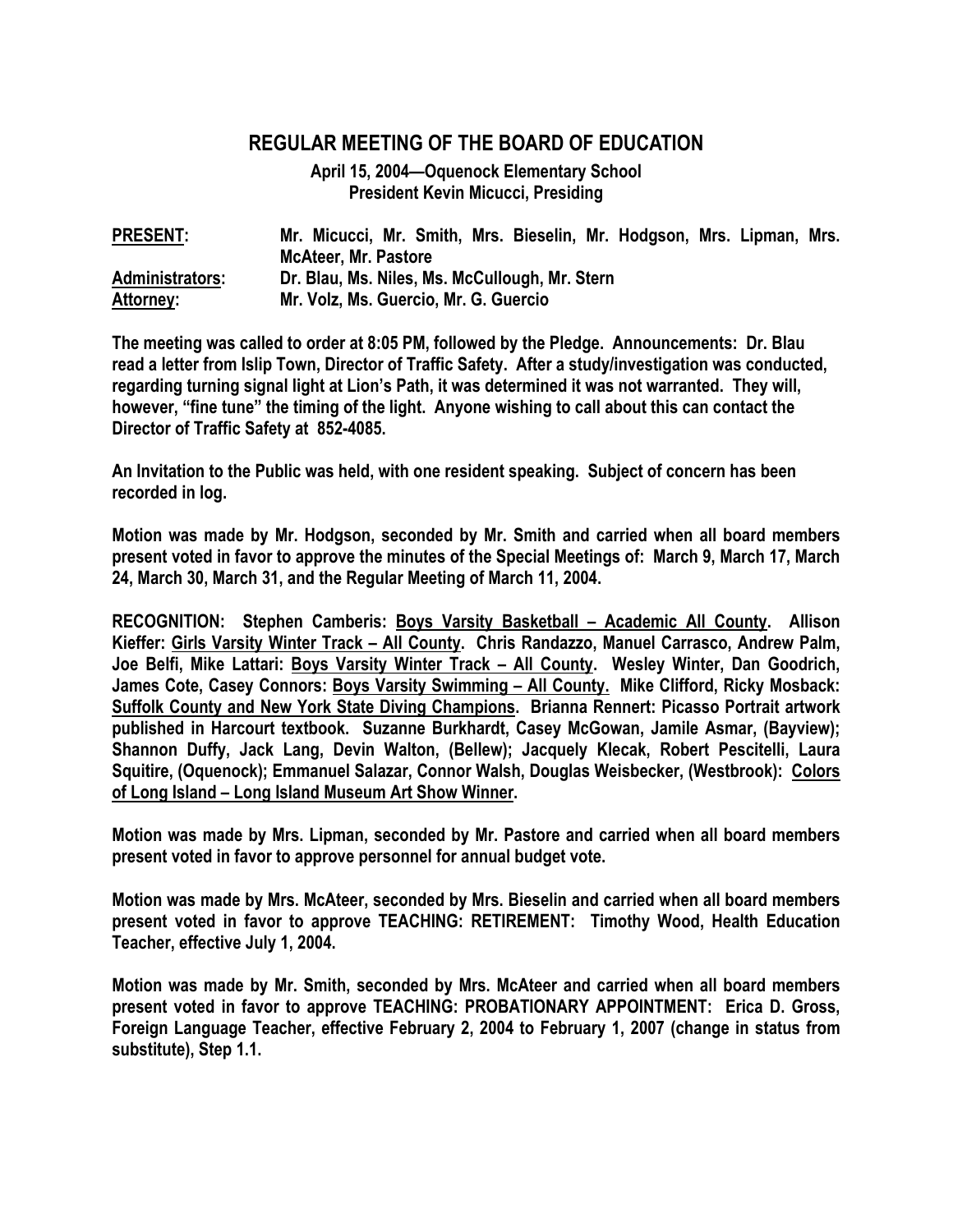## REGULAR MEETING OF THE BOARD OF EDUCATION

**April 15, 2004—Oquenock Elementary School**
**President Kevin Micucci, Presiding**

| | |
|---|---|
| **PRESENT:** | **Mr. Micucci, Mr. Smith, Mrs. Bieselin, Mr. Hodgson, Mrs. Lipman, Mrs. McAteer, Mr. Pastore** |
| **Administrators:** | **Dr. Blau, Ms. Niles, Ms. McCullough, Mr. Stern** |
| **Attorney:** | **Mr. Volz, Ms. Guercio, Mr. G. Guercio** |

**The meeting was called to order at 8:05 PM, followed by the Pledge. Announcements: Dr. Blau read a letter from Islip Town, Director of Traffic Safety. After a study/investigation was conducted, regarding turning signal light at Lion's Path, it was determined it was not warranted. They will, however, "fine tune" the timing of the light. Anyone wishing to call about this can contact the Director of Traffic Safety at 852-4085.**

**An Invitation to the Public was held, with one resident speaking. Subject of concern has been recorded in log.**

**Motion was made by Mr. Hodgson, seconded by Mr. Smith and carried when all board members present voted in favor to approve the minutes of the Special Meetings of: March 9, March 17, March 24, March 30, March 31, and the Regular Meeting of March 11, 2004.**

**RECOGNITION: Stephen Camberis: <u>Boys Varsity Basketball – Academic All County</u>. Allison Kieffer: <u>Girls Varsity Winter Track – All County</u>. Chris Randazzo, Manuel Carrasco, Andrew Palm, Joe Belfi, Mike Lattari: <u>Boys Varsity Winter Track – All County</u>. Wesley Winter, Dan Goodrich, James Cote, Casey Connors: <u>Boys Varsity Swimming – All County.</u> Mike Clifford, Ricky Mosback: <u>Suffolk County and New York State Diving Champions</u>. Brianna Rennert: Picasso Portrait artwork published in Harcourt textbook. Suzanne Burkhardt, Casey McGowan, Jamile Asmar, (Bayview); Shannon Duffy, Jack Lang, Devin Walton, (Bellew); Jacquely Klecak, Robert Pescitelli, Laura Squitire, (Oquenock); Emmanuel Salazar, Connor Walsh, Douglas Weisbecker, (Westbrook): <u>Colors of Long Island – Long Island Museum Art Show Winner</u>.**

**Motion was made by Mrs. Lipman, seconded by Mr. Pastore and carried when all board members present voted in favor to approve personnel for annual budget vote.**

**Motion was made by Mrs. McAteer, seconded by Mrs. Bieselin and carried when all board members present voted in favor to approve TEACHING: RETIREMENT: Timothy Wood, Health Education Teacher, effective July 1, 2004.**

**Motion was made by Mr. Smith, seconded by Mrs. McAteer and carried when all board members present voted in favor to approve TEACHING: PROBATIONARY APPOINTMENT: Erica D. Gross, Foreign Language Teacher, effective February 2, 2004 to February 1, 2007 (change in status from substitute), Step 1.1.**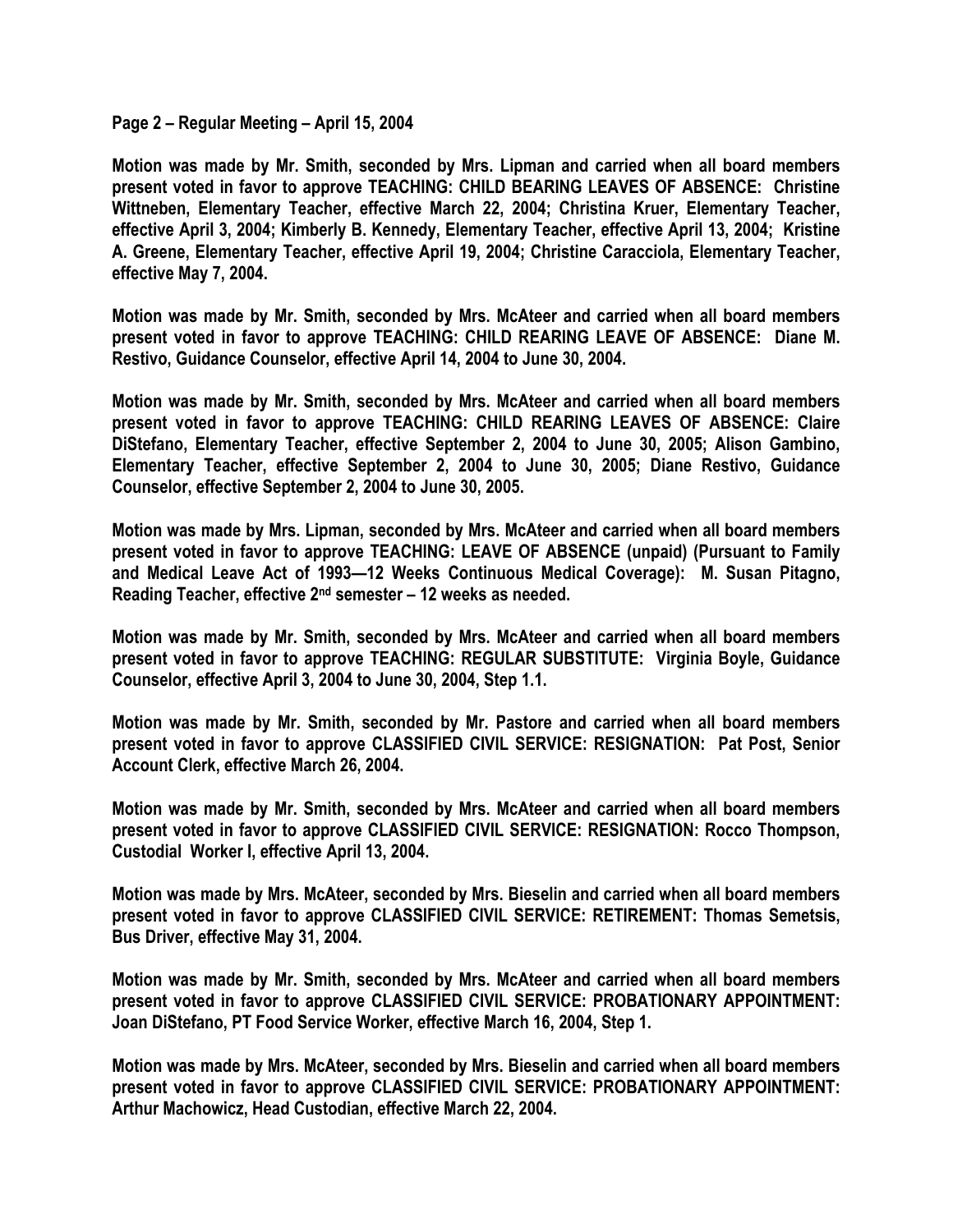**Page 2 – Regular Meeting – April 15, 2004**

**Motion was made by Mr. Smith, seconded by Mrs. Lipman and carried when all board members present voted in favor to approve TEACHING: CHILD BEARING LEAVES OF ABSENCE: Christine Wittneben, Elementary Teacher, effective March 22, 2004; Christina Kruer, Elementary Teacher, effective April 3, 2004; Kimberly B. Kennedy, Elementary Teacher, effective April 13, 2004; Kristine A. Greene, Elementary Teacher, effective April 19, 2004; Christine Caracciola, Elementary Teacher, effective May 7, 2004.**

**Motion was made by Mr. Smith, seconded by Mrs. McAteer and carried when all board members present voted in favor to approve TEACHING: CHILD REARING LEAVE OF ABSENCE: Diane M. Restivo, Guidance Counselor, effective April 14, 2004 to June 30, 2004.**

**Motion was made by Mr. Smith, seconded by Mrs. McAteer and carried when all board members present voted in favor to approve TEACHING: CHILD REARING LEAVES OF ABSENCE: Claire DiStefano, Elementary Teacher, effective September 2, 2004 to June 30, 2005; Alison Gambino, Elementary Teacher, effective September 2, 2004 to June 30, 2005; Diane Restivo, Guidance Counselor, effective September 2, 2004 to June 30, 2005.**

**Motion was made by Mrs. Lipman, seconded by Mrs. McAteer and carried when all board members present voted in favor to approve TEACHING: LEAVE OF ABSENCE (unpaid) (Pursuant to Family and Medical Leave Act of 1993—12 Weeks Continuous Medical Coverage): M. Susan Pitagno, Reading Teacher, effective 2nd semester – 12 weeks as needed.**

**Motion was made by Mr. Smith, seconded by Mrs. McAteer and carried when all board members present voted in favor to approve TEACHING: REGULAR SUBSTITUTE: Virginia Boyle, Guidance Counselor, effective April 3, 2004 to June 30, 2004, Step 1.1.**

**Motion was made by Mr. Smith, seconded by Mr. Pastore and carried when all board members present voted in favor to approve CLASSIFIED CIVIL SERVICE: RESIGNATION: Pat Post, Senior Account Clerk, effective March 26, 2004.**

**Motion was made by Mr. Smith, seconded by Mrs. McAteer and carried when all board members present voted in favor to approve CLASSIFIED CIVIL SERVICE: RESIGNATION: Rocco Thompson, Custodial Worker I, effective April 13, 2004.**

**Motion was made by Mrs. McAteer, seconded by Mrs. Bieselin and carried when all board members present voted in favor to approve CLASSIFIED CIVIL SERVICE: RETIREMENT: Thomas Semetsis, Bus Driver, effective May 31, 2004.**

**Motion was made by Mr. Smith, seconded by Mrs. McAteer and carried when all board members present voted in favor to approve CLASSIFIED CIVIL SERVICE: PROBATIONARY APPOINTMENT: Joan DiStefano, PT Food Service Worker, effective March 16, 2004, Step 1.**

**Motion was made by Mrs. McAteer, seconded by Mrs. Bieselin and carried when all board members present voted in favor to approve CLASSIFIED CIVIL SERVICE: PROBATIONARY APPOINTMENT: Arthur Machowicz, Head Custodian, effective March 22, 2004.**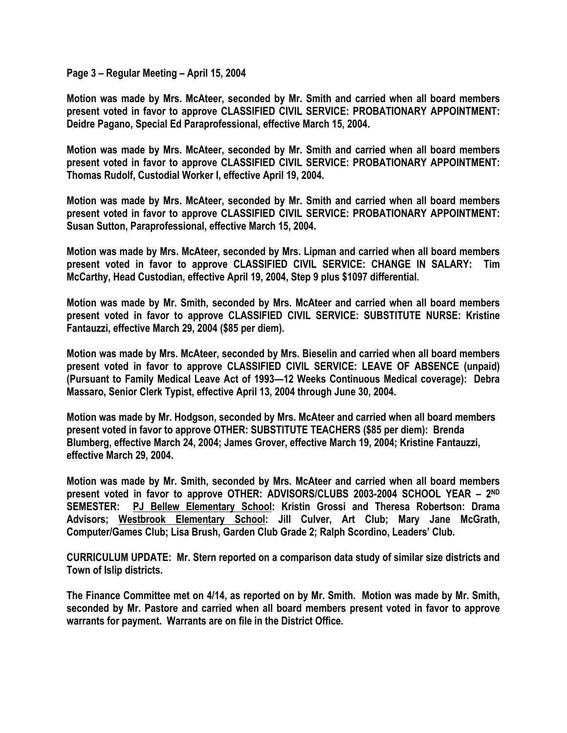**Page 3 – Regular Meeting – April 15, 2004**

**Motion was made by Mrs. McAteer, seconded by Mr. Smith and carried when all board members present voted in favor to approve CLASSIFIED CIVIL SERVICE: PROBATIONARY APPOINTMENT: Deidre Pagano, Special Ed Paraprofessional, effective March 15, 2004.**

**Motion was made by Mrs. McAteer, seconded by Mr. Smith and carried when all board members present voted in favor to approve CLASSIFIED CIVIL SERVICE: PROBATIONARY APPOINTMENT: Thomas Rudolf, Custodial Worker I, effective April 19, 2004.**

**Motion was made by Mrs. McAteer, seconded by Mr. Smith and carried when all board members present voted in favor to approve CLASSIFIED CIVIL SERVICE: PROBATIONARY APPOINTMENT: Susan Sutton, Paraprofessional, effective March 15, 2004.**

**Motion was made by Mrs. McAteer, seconded by Mrs. Lipman and carried when all board members present voted in favor to approve CLASSIFIED CIVIL SERVICE: CHANGE IN SALARY: Tim McCarthy, Head Custodian, effective April 19, 2004, Step 9 plus $1097 differential.**

**Motion was made by Mr. Smith, seconded by Mrs. McAteer and carried when all board members present voted in favor to approve CLASSIFIED CIVIL SERVICE: SUBSTITUTE NURSE: Kristine Fantauzzi, effective March 29, 2004 ($85 per diem).**

**Motion was made by Mrs. McAteer, seconded by Mrs. Bieselin and carried when all board members present voted in favor to approve CLASSIFIED CIVIL SERVICE: LEAVE OF ABSENCE (unpaid) (Pursuant to Family Medical Leave Act of 1993—12 Weeks Continuous Medical coverage): Debra Massaro, Senior Clerk Typist, effective April 13, 2004 through June 30, 2004.**

**Motion was made by Mr. Hodgson, seconded by Mrs. McAteer and carried when all board members present voted in favor to approve OTHER: SUBSTITUTE TEACHERS ($85 per diem): Brenda Blumberg, effective March 24, 2004; James Grover, effective March 19, 2004; Kristine Fantauzzi, effective March 29, 2004.**

**Motion was made by Mr. Smith, seconded by Mrs. McAteer and carried when all board members present voted in favor to approve OTHER: ADVISORS/CLUBS 2003-2004 SCHOOL YEAR – 2ND SEMESTER: <u>PJ Bellew Elementary School</u>: Kristin Grossi and Theresa Robertson: Drama Advisors; <u>Westbrook Elementary School</u>: Jill Culver, Art Club; Mary Jane McGrath, Computer/Games Club; Lisa Brush, Garden Club Grade 2; Ralph Scordino, Leaders' Club.**

**CURRICULUM UPDATE: Mr. Stern reported on a comparison data study of similar size districts and Town of Islip districts.**

**The Finance Committee met on 4/14, as reported on by Mr. Smith. Motion was made by Mr. Smith, seconded by Mr. Pastore and carried when all board members present voted in favor to approve warrants for payment. Warrants are on file in the District Office.**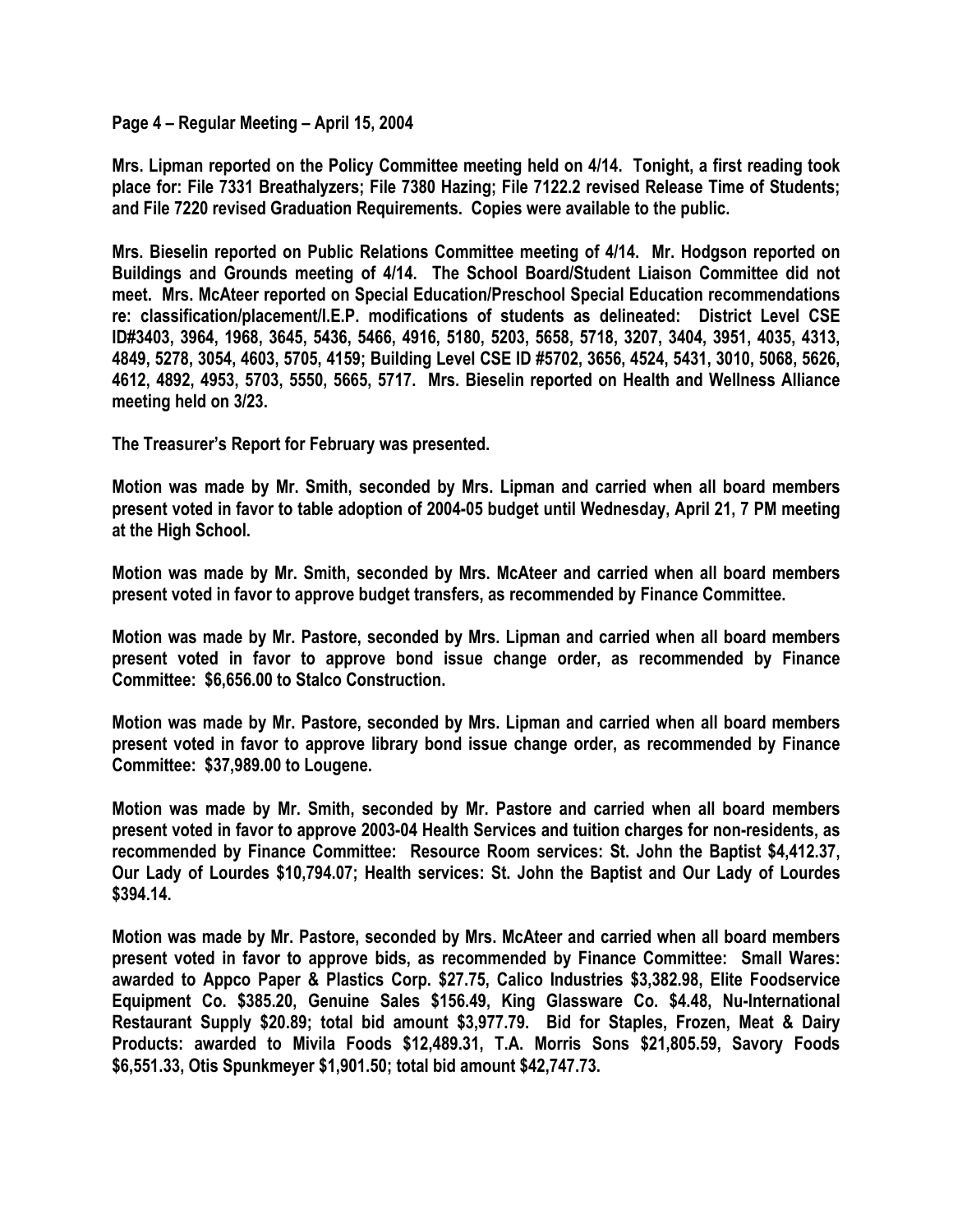**Page 4 – Regular Meeting – April 15, 2004**

**Mrs. Lipman reported on the Policy Committee meeting held on 4/14. Tonight, a first reading took place for: File 7331 Breathalyzers; File 7380 Hazing; File 7122.2 revised Release Time of Students; and File 7220 revised Graduation Requirements. Copies were available to the public.**

**Mrs. Bieselin reported on Public Relations Committee meeting of 4/14. Mr. Hodgson reported on Buildings and Grounds meeting of 4/14. The School Board/Student Liaison Committee did not meet. Mrs. McAteer reported on Special Education/Preschool Special Education recommendations re: classification/placement/I.E.P. modifications of students as delineated: District Level CSE ID#3403, 3964, 1968, 3645, 5436, 5466, 4916, 5180, 5203, 5658, 5718, 3207, 3404, 3951, 4035, 4313, 4849, 5278, 3054, 4603, 5705, 4159; Building Level CSE ID #5702, 3656, 4524, 5431, 3010, 5068, 5626, 4612, 4892, 4953, 5703, 5550, 5665, 5717. Mrs. Bieselin reported on Health and Wellness Alliance meeting held on 3/23.**

**The Treasurer's Report for February was presented.**

**Motion was made by Mr. Smith, seconded by Mrs. Lipman and carried when all board members present voted in favor to table adoption of 2004-05 budget until Wednesday, April 21, 7 PM meeting at the High School.**

**Motion was made by Mr. Smith, seconded by Mrs. McAteer and carried when all board members present voted in favor to approve budget transfers, as recommended by Finance Committee.**

**Motion was made by Mr. Pastore, seconded by Mrs. Lipman and carried when all board members present voted in favor to approve bond issue change order, as recommended by Finance Committee: $6,656.00 to Stalco Construction.**

**Motion was made by Mr. Pastore, seconded by Mrs. Lipman and carried when all board members present voted in favor to approve library bond issue change order, as recommended by Finance Committee: $37,989.00 to Lougene.**

**Motion was made by Mr. Smith, seconded by Mr. Pastore and carried when all board members present voted in favor to approve 2003-04 Health Services and tuition charges for non-residents, as recommended by Finance Committee: Resource Room services: St. John the Baptist $4,412.37, Our Lady of Lourdes $10,794.07; Health services: St. John the Baptist and Our Lady of Lourdes $394.14.**

**Motion was made by Mr. Pastore, seconded by Mrs. McAteer and carried when all board members present voted in favor to approve bids, as recommended by Finance Committee: Small Wares: awarded to Appco Paper & Plastics Corp. $27.75, Calico Industries $3,382.98, Elite Foodservice Equipment Co. $385.20, Genuine Sales $156.49, King Glassware Co. $4.48, Nu-International Restaurant Supply $20.89; total bid amount $3,977.79. Bid for Staples, Frozen, Meat & Dairy Products: awarded to Mivila Foods $12,489.31, T.A. Morris Sons $21,805.59, Savory Foods $6,551.33, Otis Spunkmeyer $1,901.50; total bid amount $42,747.73.**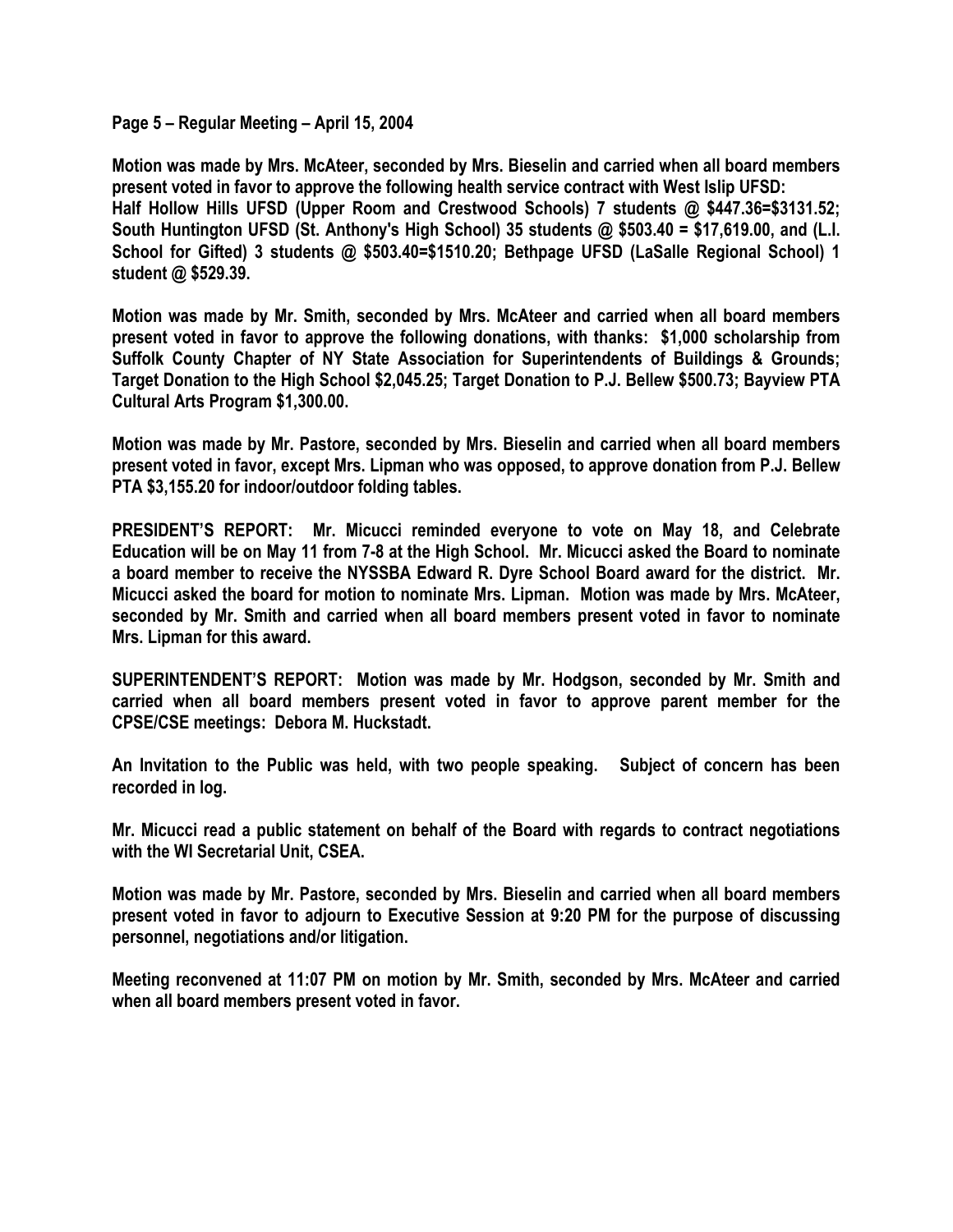**Page 5 – Regular Meeting – April 15, 2004**

**Motion was made by Mrs. McAteer, seconded by Mrs. Bieselin and carried when all board members present voted in favor to approve the following health service contract with West Islip UFSD: Half Hollow Hills UFSD (Upper Room and Crestwood Schools) 7 students @ $447.36=$3131.52; South Huntington UFSD (St. Anthony's High School) 35 students @ $503.40 = $17,619.00, and (L.I. School for Gifted) 3 students @ $503.40=$1510.20; Bethpage UFSD (LaSalle Regional School) 1 student @ $529.39.**

**Motion was made by Mr. Smith, seconded by Mrs. McAteer and carried when all board members present voted in favor to approve the following donations, with thanks: $1,000 scholarship from Suffolk County Chapter of NY State Association for Superintendents of Buildings & Grounds; Target Donation to the High School $2,045.25; Target Donation to P.J. Bellew $500.73; Bayview PTA Cultural Arts Program $1,300.00.**

**Motion was made by Mr. Pastore, seconded by Mrs. Bieselin and carried when all board members present voted in favor, except Mrs. Lipman who was opposed, to approve donation from P.J. Bellew PTA $3,155.20 for indoor/outdoor folding tables.**

**PRESIDENT'S REPORT: Mr. Micucci reminded everyone to vote on May 18, and Celebrate Education will be on May 11 from 7-8 at the High School. Mr. Micucci asked the Board to nominate a board member to receive the NYSSBA Edward R. Dyre School Board award for the district. Mr. Micucci asked the board for motion to nominate Mrs. Lipman. Motion was made by Mrs. McAteer, seconded by Mr. Smith and carried when all board members present voted in favor to nominate Mrs. Lipman for this award.**

**SUPERINTENDENT'S REPORT: Motion was made by Mr. Hodgson, seconded by Mr. Smith and carried when all board members present voted in favor to approve parent member for the CPSE/CSE meetings: Debora M. Huckstadt.**

**An Invitation to the Public was held, with two people speaking. Subject of concern has been recorded in log.**

**Mr. Micucci read a public statement on behalf of the Board with regards to contract negotiations with the WI Secretarial Unit, CSEA.**

**Motion was made by Mr. Pastore, seconded by Mrs. Bieselin and carried when all board members present voted in favor to adjourn to Executive Session at 9:20 PM for the purpose of discussing personnel, negotiations and/or litigation.**

**Meeting reconvened at 11:07 PM on motion by Mr. Smith, seconded by Mrs. McAteer and carried when all board members present voted in favor.**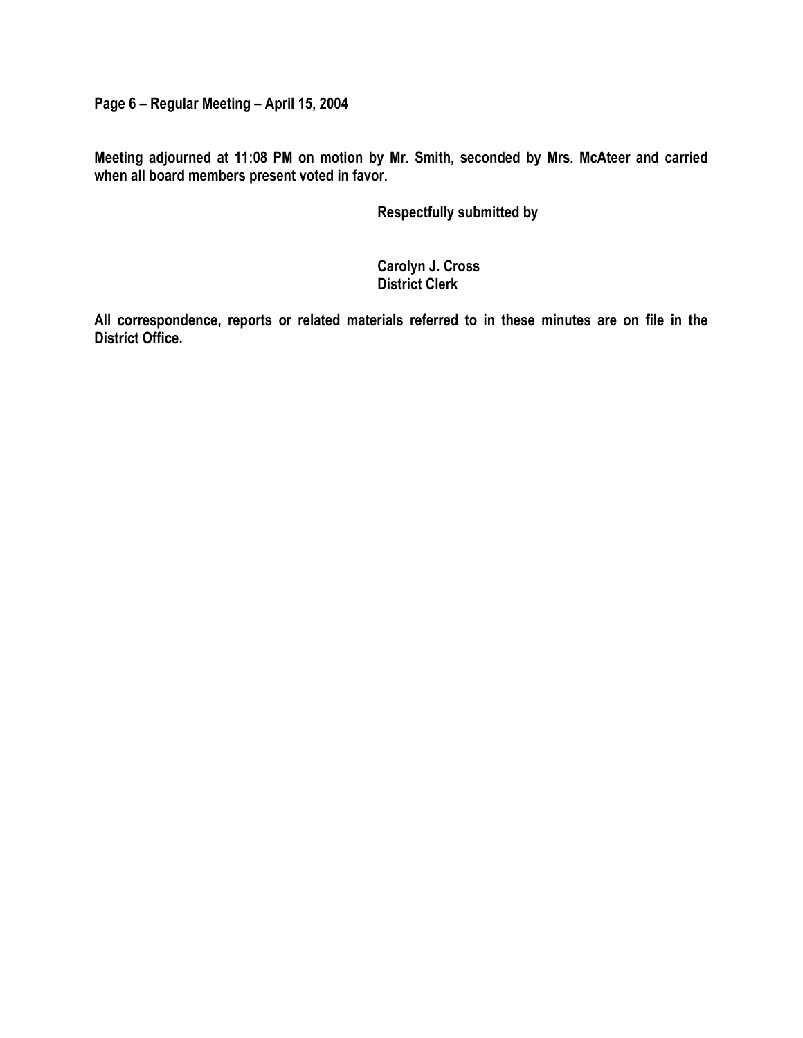**Page 6 – Regular Meeting – April 15, 2004**

**Meeting adjourned at 11:08 PM on motion by Mr. Smith, seconded by Mrs. McAteer and carried when all board members present voted in favor.**

**Respectfully submitted by**

**Carolyn J. Cross**
**District Clerk**

**All correspondence, reports or related materials referred to in these minutes are on file in the District Office.**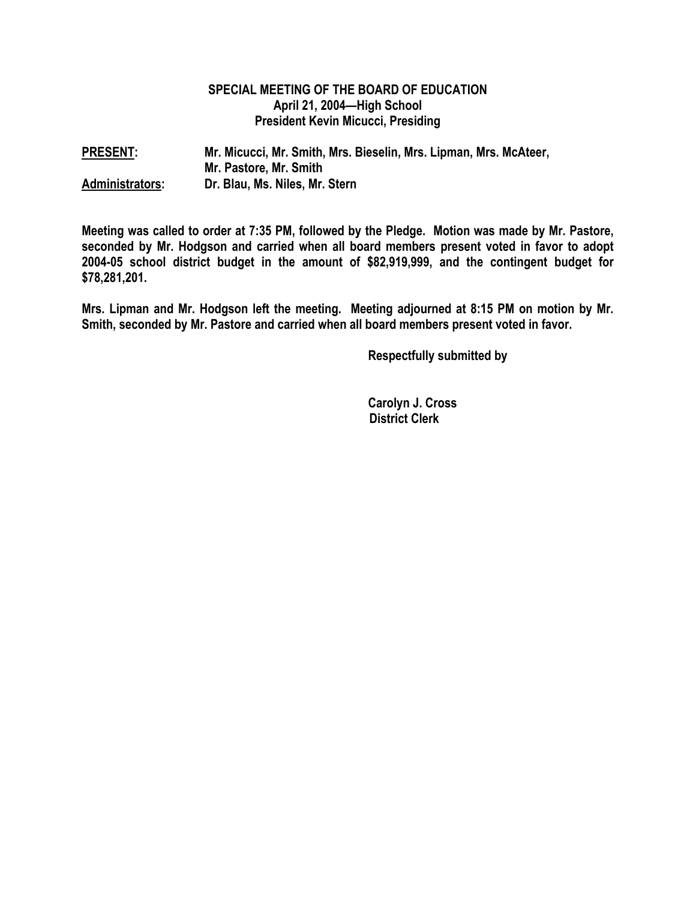**SPECIAL MEETING OF THE BOARD OF EDUCATION**
**April 21, 2004—High School**
**President Kevin Micucci, Presiding**

**PRESENT:** Mr. Micucci, Mr. Smith, Mrs. Bieselin, Mrs. Lipman, Mrs. McAteer, Mr. Pastore, Mr. Smith

**Administrators:** Dr. Blau, Ms. Niles, Mr. Stern

**Meeting was called to order at 7:35 PM, followed by the Pledge. Motion was made by Mr. Pastore, seconded by Mr. Hodgson and carried when all board members present voted in favor to adopt 2004-05 school district budget in the amount of $82,919,999, and the contingent budget for $78,281,201.**

**Mrs. Lipman and Mr. Hodgson left the meeting. Meeting adjourned at 8:15 PM on motion by Mr. Smith, seconded by Mr. Pastore and carried when all board members present voted in favor.**

**Respectfully submitted by**

**Carolyn J. Cross**
**District Clerk**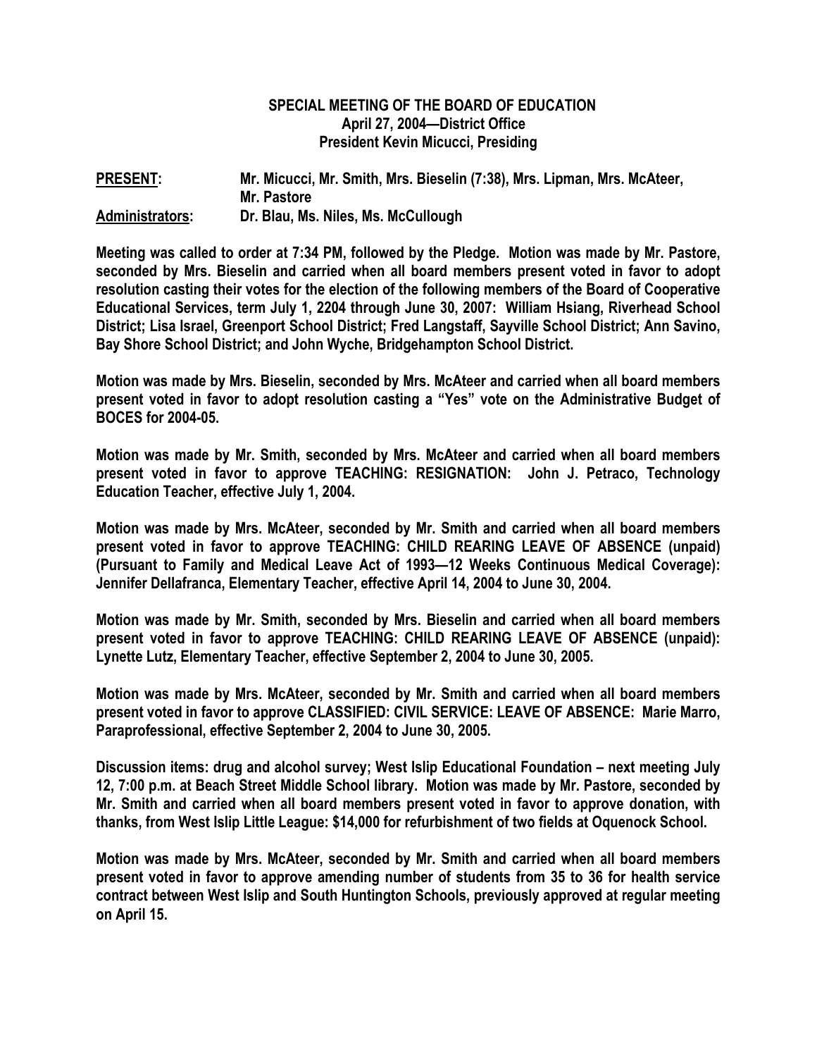# SPECIAL MEETING OF THE BOARD OF EDUCATION
**April 27, 2004—District Office**
**President Kevin Micucci, Presiding**

| | |
|---|---|
| **PRESENT:** | **Mr. Micucci, Mr. Smith, Mrs. Bieselin (7:38), Mrs. Lipman, Mrs. McAteer, Mr. Pastore** |
| **Administrators:** | **Dr. Blau, Ms. Niles, Ms. McCullough** |

**Meeting was called to order at 7:34 PM, followed by the Pledge. Motion was made by Mr. Pastore, seconded by Mrs. Bieselin and carried when all board members present voted in favor to adopt resolution casting their votes for the election of the following members of the Board of Cooperative Educational Services, term July 1, 2204 through June 30, 2007: William Hsiang, Riverhead School District; Lisa Israel, Greenport School District; Fred Langstaff, Sayville School District; Ann Savino, Bay Shore School District; and John Wyche, Bridgehampton School District.**

**Motion was made by Mrs. Bieselin, seconded by Mrs. McAteer and carried when all board members present voted in favor to adopt resolution casting a "Yes" vote on the Administrative Budget of BOCES for 2004-05.**

**Motion was made by Mr. Smith, seconded by Mrs. McAteer and carried when all board members present voted in favor to approve TEACHING: RESIGNATION: John J. Petraco, Technology Education Teacher, effective July 1, 2004.**

**Motion was made by Mrs. McAteer, seconded by Mr. Smith and carried when all board members present voted in favor to approve TEACHING: CHILD REARING LEAVE OF ABSENCE (unpaid) (Pursuant to Family and Medical Leave Act of 1993—12 Weeks Continuous Medical Coverage): Jennifer Dellafranca, Elementary Teacher, effective April 14, 2004 to June 30, 2004.**

**Motion was made by Mr. Smith, seconded by Mrs. Bieselin and carried when all board members present voted in favor to approve TEACHING: CHILD REARING LEAVE OF ABSENCE (unpaid): Lynette Lutz, Elementary Teacher, effective September 2, 2004 to June 30, 2005.**

**Motion was made by Mrs. McAteer, seconded by Mr. Smith and carried when all board members present voted in favor to approve CLASSIFIED: CIVIL SERVICE: LEAVE OF ABSENCE: Marie Marro, Paraprofessional, effective September 2, 2004 to June 30, 2005.**

**Discussion items: drug and alcohol survey; West Islip Educational Foundation – next meeting July 12, 7:00 p.m. at Beach Street Middle School library. Motion was made by Mr. Pastore, seconded by Mr. Smith and carried when all board members present voted in favor to approve donation, with thanks, from West Islip Little League: $14,000 for refurbishment of two fields at Oquenock School.**

**Motion was made by Mrs. McAteer, seconded by Mr. Smith and carried when all board members present voted in favor to approve amending number of students from 35 to 36 for health service contract between West Islip and South Huntington Schools, previously approved at regular meeting on April 15.**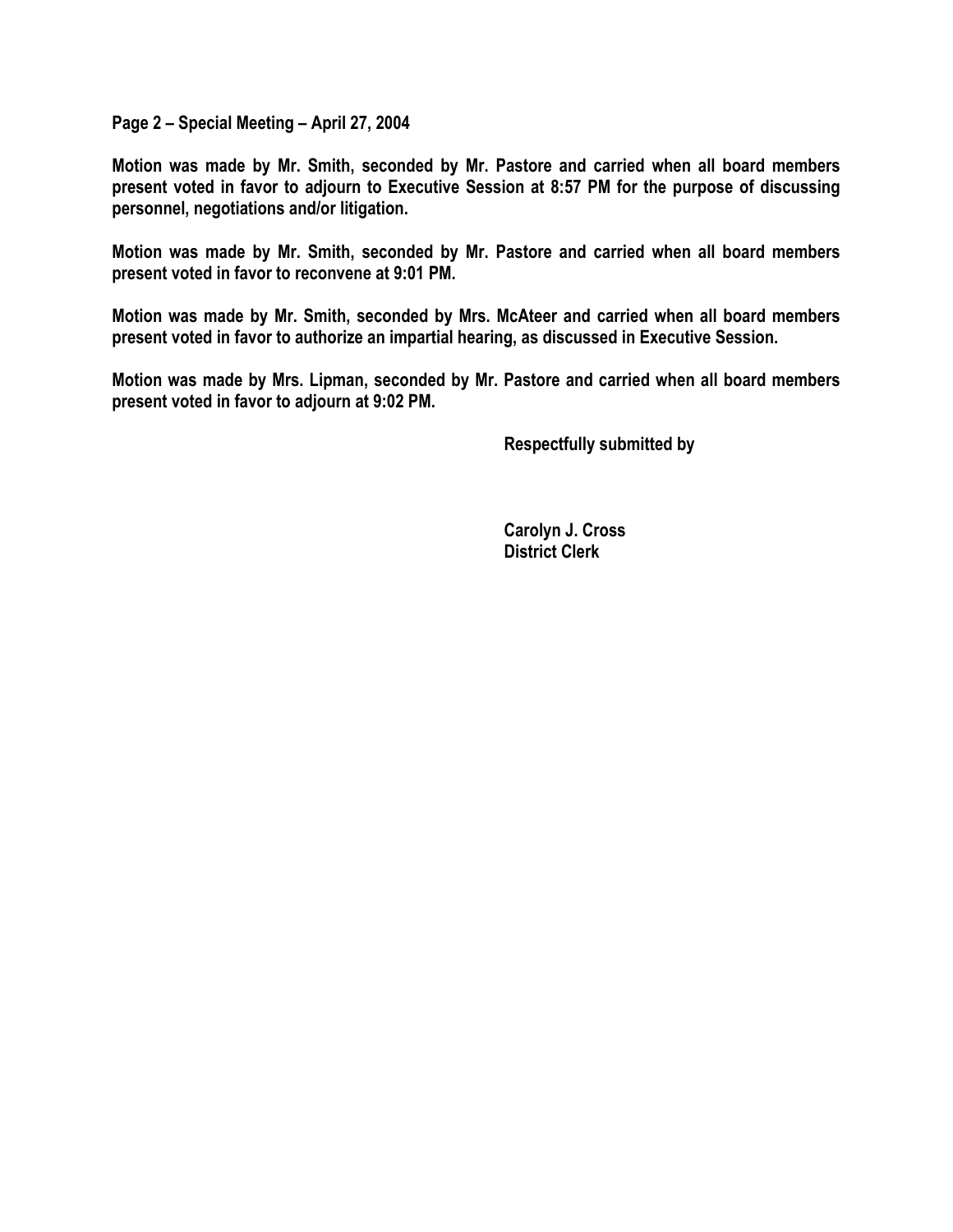**Page 2 – Special Meeting – April 27, 2004**

**Motion was made by Mr. Smith, seconded by Mr. Pastore and carried when all board members present voted in favor to adjourn to Executive Session at 8:57 PM for the purpose of discussing personnel, negotiations and/or litigation.**

**Motion was made by Mr. Smith, seconded by Mr. Pastore and carried when all board members present voted in favor to reconvene at 9:01 PM.**

**Motion was made by Mr. Smith, seconded by Mrs. McAteer and carried when all board members present voted in favor to authorize an impartial hearing, as discussed in Executive Session.**

**Motion was made by Mrs. Lipman, seconded by Mr. Pastore and carried when all board members present voted in favor to adjourn at 9:02 PM.**

**Respectfully submitted by**

**Carolyn J. Cross**
**District Clerk**